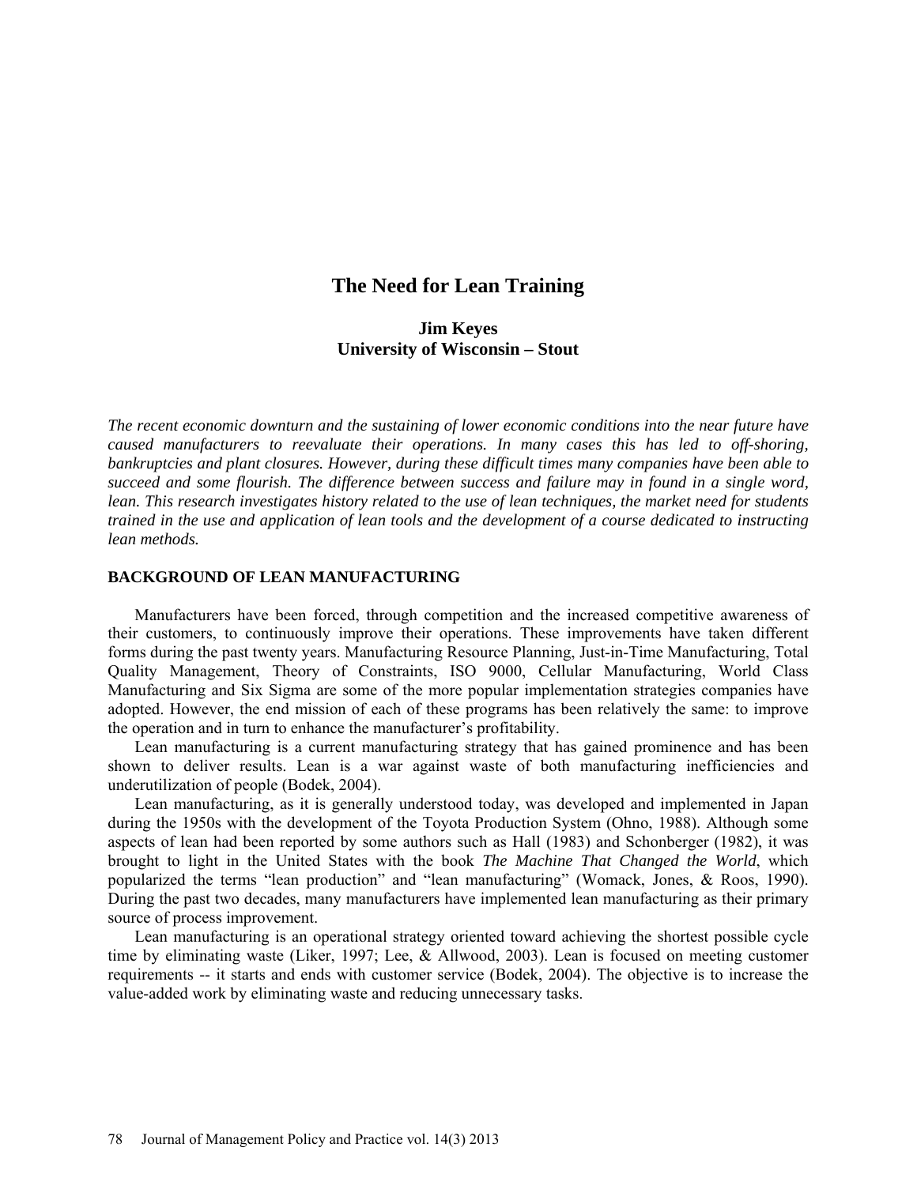# The Need for Lean Training

**Jim Keyes**
**University of Wisconsin – Stout**

*The recent economic downturn and the sustaining of lower economic conditions into the near future have caused manufacturers to reevaluate their operations. In many cases this has led to off-shoring, bankruptcies and plant closures. However, during these difficult times many companies have been able to succeed and some flourish. The difference between success and failure may in found in a single word, lean. This research investigates history related to the use of lean techniques, the market need for students trained in the use and application of lean tools and the development of a course dedicated to instructing lean methods.*

## BACKGROUND OF LEAN MANUFACTURING

Manufacturers have been forced, through competition and the increased competitive awareness of their customers, to continuously improve their operations. These improvements have taken different forms during the past twenty years. Manufacturing Resource Planning, Just-in-Time Manufacturing, Total Quality Management, Theory of Constraints, ISO 9000, Cellular Manufacturing, World Class Manufacturing and Six Sigma are some of the more popular implementation strategies companies have adopted. However, the end mission of each of these programs has been relatively the same: to improve the operation and in turn to enhance the manufacturer's profitability.

Lean manufacturing is a current manufacturing strategy that has gained prominence and has been shown to deliver results. Lean is a war against waste of both manufacturing inefficiencies and underutilization of people (Bodek, 2004).

Lean manufacturing, as it is generally understood today, was developed and implemented in Japan during the 1950s with the development of the Toyota Production System (Ohno, 1988). Although some aspects of lean had been reported by some authors such as Hall (1983) and Schonberger (1982), it was brought to light in the United States with the book *The Machine That Changed the World*, which popularized the terms "lean production" and "lean manufacturing" (Womack, Jones, & Roos, 1990). During the past two decades, many manufacturers have implemented lean manufacturing as their primary source of process improvement.

Lean manufacturing is an operational strategy oriented toward achieving the shortest possible cycle time by eliminating waste (Liker, 1997; Lee, & Allwood, 2003). Lean is focused on meeting customer requirements -- it starts and ends with customer service (Bodek, 2004). The objective is to increase the value-added work by eliminating waste and reducing unnecessary tasks.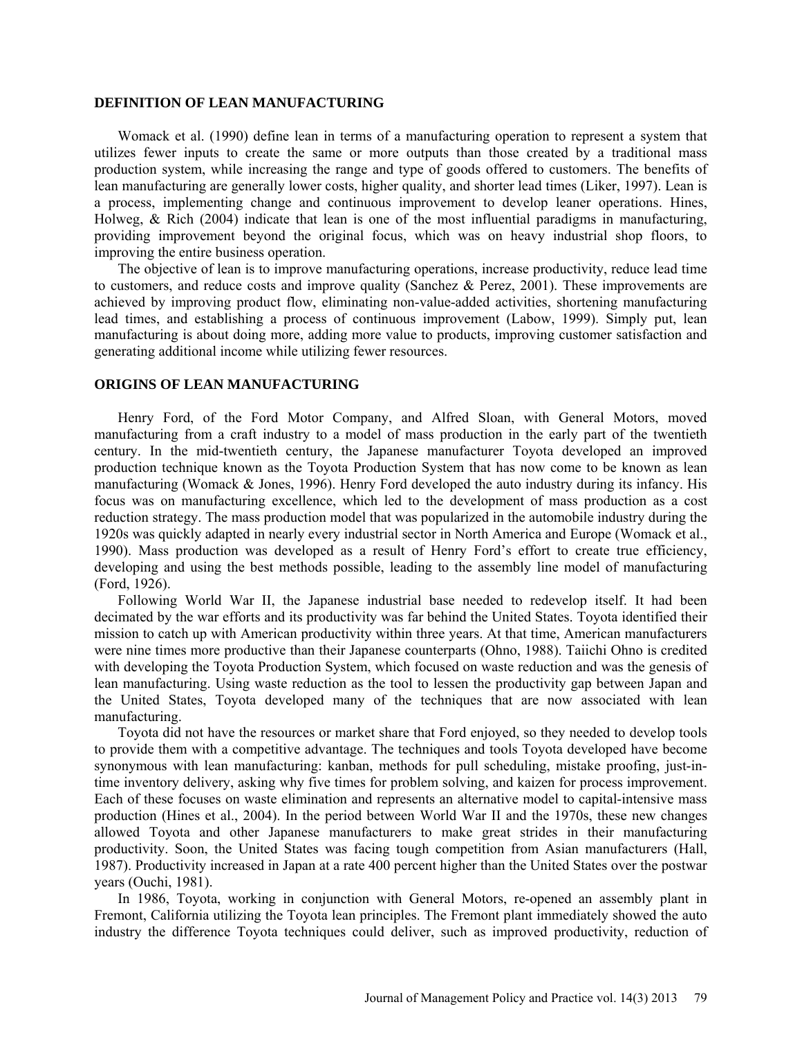## DEFINITION OF LEAN MANUFACTURING

Womack et al. (1990) define lean in terms of a manufacturing operation to represent a system that utilizes fewer inputs to create the same or more outputs than those created by a traditional mass production system, while increasing the range and type of goods offered to customers. The benefits of lean manufacturing are generally lower costs, higher quality, and shorter lead times (Liker, 1997). Lean is a process, implementing change and continuous improvement to develop leaner operations. Hines, Holweg, & Rich (2004) indicate that lean is one of the most influential paradigms in manufacturing, providing improvement beyond the original focus, which was on heavy industrial shop floors, to improving the entire business operation.

The objective of lean is to improve manufacturing operations, increase productivity, reduce lead time to customers, and reduce costs and improve quality (Sanchez & Perez, 2001). These improvements are achieved by improving product flow, eliminating non-value-added activities, shortening manufacturing lead times, and establishing a process of continuous improvement (Labow, 1999). Simply put, lean manufacturing is about doing more, adding more value to products, improving customer satisfaction and generating additional income while utilizing fewer resources.

## ORIGINS OF LEAN MANUFACTURING

Henry Ford, of the Ford Motor Company, and Alfred Sloan, with General Motors, moved manufacturing from a craft industry to a model of mass production in the early part of the twentieth century. In the mid-twentieth century, the Japanese manufacturer Toyota developed an improved production technique known as the Toyota Production System that has now come to be known as lean manufacturing (Womack & Jones, 1996). Henry Ford developed the auto industry during its infancy. His focus was on manufacturing excellence, which led to the development of mass production as a cost reduction strategy. The mass production model that was popularized in the automobile industry during the 1920s was quickly adapted in nearly every industrial sector in North America and Europe (Womack et al., 1990). Mass production was developed as a result of Henry Ford's effort to create true efficiency, developing and using the best methods possible, leading to the assembly line model of manufacturing (Ford, 1926).

Following World War II, the Japanese industrial base needed to redevelop itself. It had been decimated by the war efforts and its productivity was far behind the United States. Toyota identified their mission to catch up with American productivity within three years. At that time, American manufacturers were nine times more productive than their Japanese counterparts (Ohno, 1988). Taiichi Ohno is credited with developing the Toyota Production System, which focused on waste reduction and was the genesis of lean manufacturing. Using waste reduction as the tool to lessen the productivity gap between Japan and the United States, Toyota developed many of the techniques that are now associated with lean manufacturing.

Toyota did not have the resources or market share that Ford enjoyed, so they needed to develop tools to provide them with a competitive advantage. The techniques and tools Toyota developed have become synonymous with lean manufacturing: kanban, methods for pull scheduling, mistake proofing, just-in-time inventory delivery, asking why five times for problem solving, and kaizen for process improvement. Each of these focuses on waste elimination and represents an alternative model to capital-intensive mass production (Hines et al., 2004). In the period between World War II and the 1970s, these new changes allowed Toyota and other Japanese manufacturers to make great strides in their manufacturing productivity. Soon, the United States was facing tough competition from Asian manufacturers (Hall, 1987). Productivity increased in Japan at a rate 400 percent higher than the United States over the postwar years (Ouchi, 1981).

In 1986, Toyota, working in conjunction with General Motors, re-opened an assembly plant in Fremont, California utilizing the Toyota lean principles. The Fremont plant immediately showed the auto industry the difference Toyota techniques could deliver, such as improved productivity, reduction of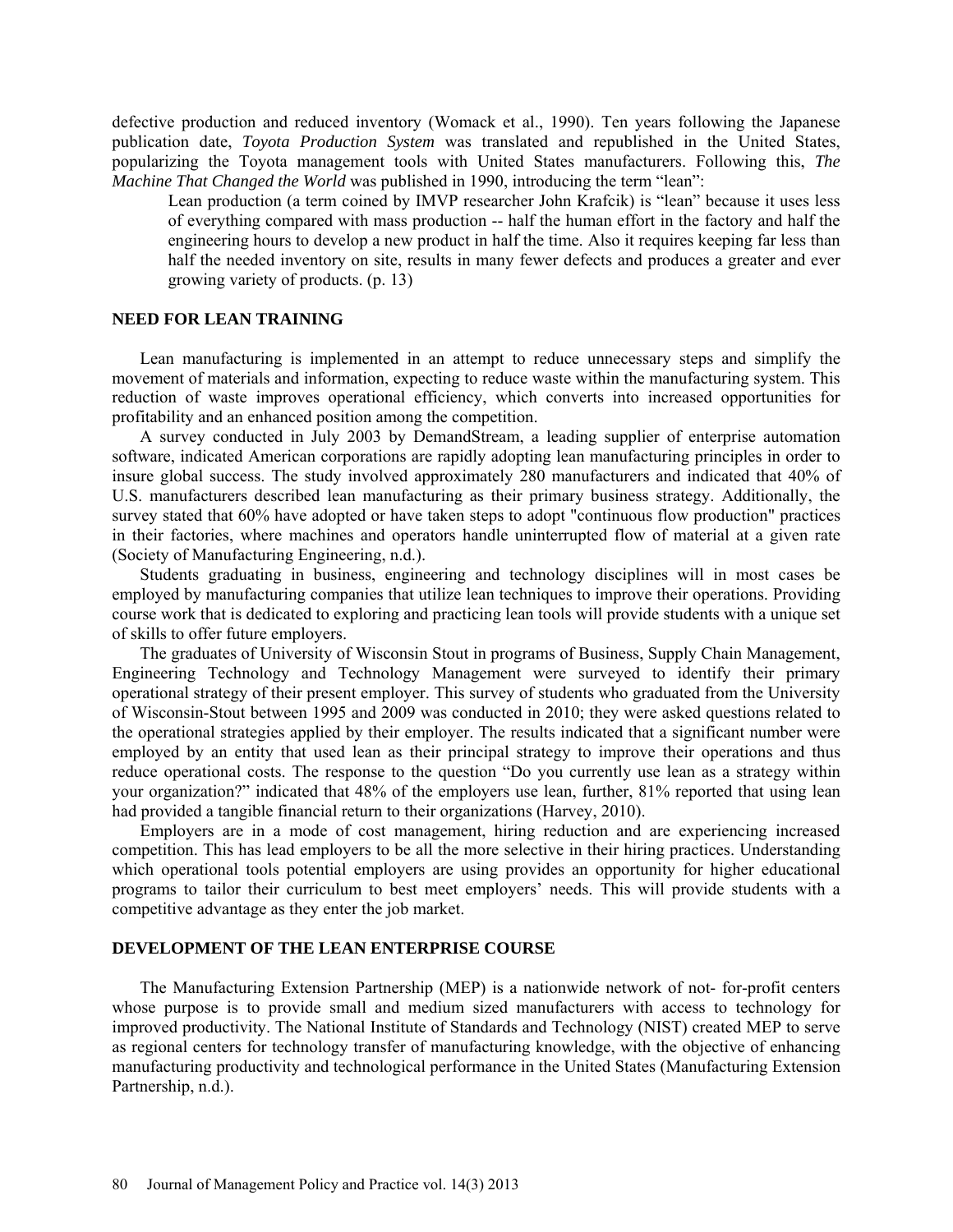defective production and reduced inventory (Womack et al., 1990). Ten years following the Japanese publication date, *Toyota Production System* was translated and republished in the United States, popularizing the Toyota management tools with United States manufacturers. Following this, *The Machine That Changed the World* was published in 1990, introducing the term "lean":

> Lean production (a term coined by IMVP researcher John Krafcik) is "lean" because it uses less of everything compared with mass production -- half the human effort in the factory and half the engineering hours to develop a new product in half the time. Also it requires keeping far less than half the needed inventory on site, results in many fewer defects and produces a greater and ever growing variety of products. (p. 13)

## NEED FOR LEAN TRAINING

Lean manufacturing is implemented in an attempt to reduce unnecessary steps and simplify the movement of materials and information, expecting to reduce waste within the manufacturing system. This reduction of waste improves operational efficiency, which converts into increased opportunities for profitability and an enhanced position among the competition.

A survey conducted in July 2003 by DemandStream, a leading supplier of enterprise automation software, indicated American corporations are rapidly adopting lean manufacturing principles in order to insure global success. The study involved approximately 280 manufacturers and indicated that 40% of U.S. manufacturers described lean manufacturing as their primary business strategy. Additionally, the survey stated that 60% have adopted or have taken steps to adopt "continuous flow production" practices in their factories, where machines and operators handle uninterrupted flow of material at a given rate (Society of Manufacturing Engineering, n.d.).

Students graduating in business, engineering and technology disciplines will in most cases be employed by manufacturing companies that utilize lean techniques to improve their operations. Providing course work that is dedicated to exploring and practicing lean tools will provide students with a unique set of skills to offer future employers.

The graduates of University of Wisconsin Stout in programs of Business, Supply Chain Management, Engineering Technology and Technology Management were surveyed to identify their primary operational strategy of their present employer. This survey of students who graduated from the University of Wisconsin-Stout between 1995 and 2009 was conducted in 2010; they were asked questions related to the operational strategies applied by their employer. The results indicated that a significant number were employed by an entity that used lean as their principal strategy to improve their operations and thus reduce operational costs. The response to the question "Do you currently use lean as a strategy within your organization?" indicated that 48% of the employers use lean, further, 81% reported that using lean had provided a tangible financial return to their organizations (Harvey, 2010).

Employers are in a mode of cost management, hiring reduction and are experiencing increased competition. This has lead employers to be all the more selective in their hiring practices. Understanding which operational tools potential employers are using provides an opportunity for higher educational programs to tailor their curriculum to best meet employers' needs. This will provide students with a competitive advantage as they enter the job market.

## DEVELOPMENT OF THE LEAN ENTERPRISE COURSE

The Manufacturing Extension Partnership (MEP) is a nationwide network of not- for-profit centers whose purpose is to provide small and medium sized manufacturers with access to technology for improved productivity. The National Institute of Standards and Technology (NIST) created MEP to serve as regional centers for technology transfer of manufacturing knowledge, with the objective of enhancing manufacturing productivity and technological performance in the United States (Manufacturing Extension Partnership, n.d.).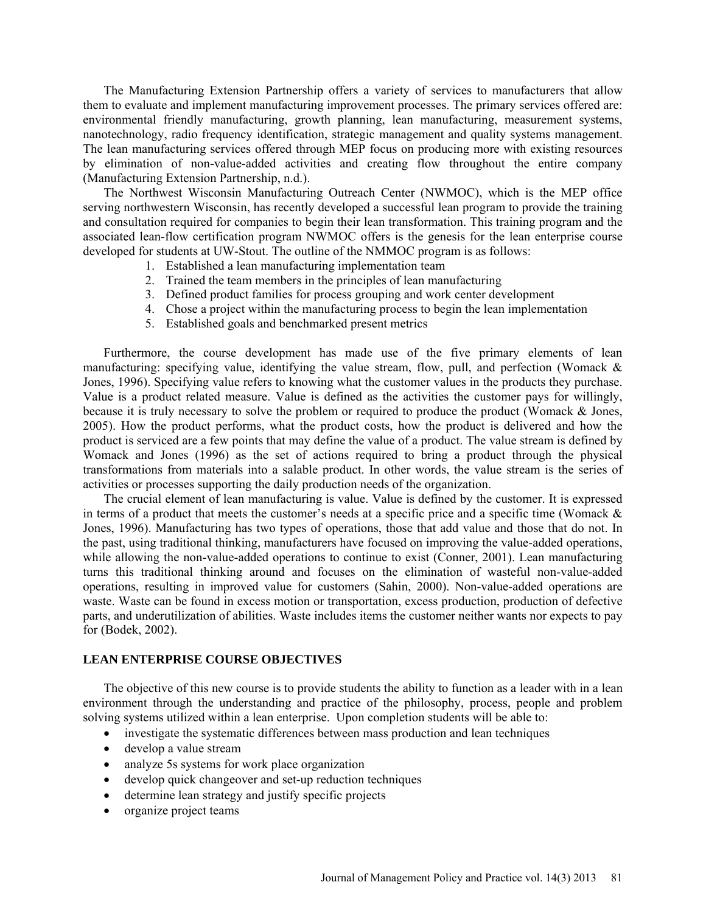The Manufacturing Extension Partnership offers a variety of services to manufacturers that allow them to evaluate and implement manufacturing improvement processes. The primary services offered are: environmental friendly manufacturing, growth planning, lean manufacturing, measurement systems, nanotechnology, radio frequency identification, strategic management and quality systems management. The lean manufacturing services offered through MEP focus on producing more with existing resources by elimination of non-value-added activities and creating flow throughout the entire company (Manufacturing Extension Partnership, n.d.).

The Northwest Wisconsin Manufacturing Outreach Center (NWMOC), which is the MEP office serving northwestern Wisconsin, has recently developed a successful lean program to provide the training and consultation required for companies to begin their lean transformation. This training program and the associated lean-flow certification program NWMOC offers is the genesis for the lean enterprise course developed for students at UW-Stout. The outline of the NMMOC program is as follows:

1. Established a lean manufacturing implementation team
2. Trained the team members in the principles of lean manufacturing
3. Defined product families for process grouping and work center development
4. Chose a project within the manufacturing process to begin the lean implementation
5. Established goals and benchmarked present metrics

Furthermore, the course development has made use of the five primary elements of lean manufacturing: specifying value, identifying the value stream, flow, pull, and perfection (Womack & Jones, 1996). Specifying value refers to knowing what the customer values in the products they purchase. Value is a product related measure. Value is defined as the activities the customer pays for willingly, because it is truly necessary to solve the problem or required to produce the product (Womack & Jones, 2005). How the product performs, what the product costs, how the product is delivered and how the product is serviced are a few points that may define the value of a product. The value stream is defined by Womack and Jones (1996) as the set of actions required to bring a product through the physical transformations from materials into a salable product. In other words, the value stream is the series of activities or processes supporting the daily production needs of the organization.

The crucial element of lean manufacturing is value. Value is defined by the customer. It is expressed in terms of a product that meets the customer's needs at a specific price and a specific time (Womack & Jones, 1996). Manufacturing has two types of operations, those that add value and those that do not. In the past, using traditional thinking, manufacturers have focused on improving the value-added operations, while allowing the non-value-added operations to continue to exist (Conner, 2001). Lean manufacturing turns this traditional thinking around and focuses on the elimination of wasteful non-value-added operations, resulting in improved value for customers (Sahin, 2000). Non-value-added operations are waste. Waste can be found in excess motion or transportation, excess production, production of defective parts, and underutilization of abilities. Waste includes items the customer neither wants nor expects to pay for (Bodek, 2002).

## LEAN ENTERPRISE COURSE OBJECTIVES

The objective of this new course is to provide students the ability to function as a leader with in a lean environment through the understanding and practice of the philosophy, process, people and problem solving systems utilized within a lean enterprise. Upon completion students will be able to:

- investigate the systematic differences between mass production and lean techniques
- develop a value stream
- analyze 5s systems for work place organization
- develop quick changeover and set-up reduction techniques
- determine lean strategy and justify specific projects
- organize project teams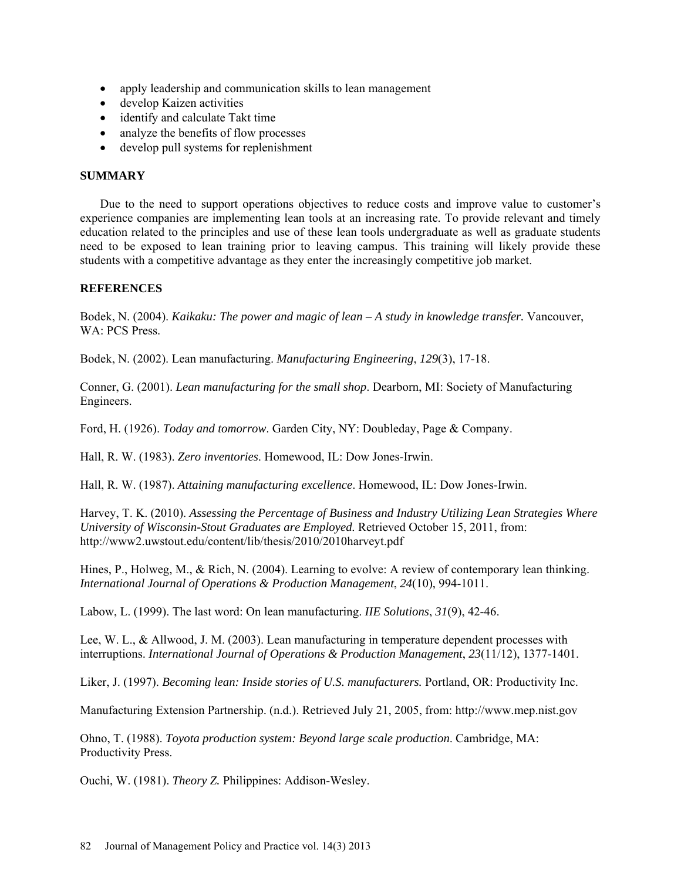- apply leadership and communication skills to lean management
- develop Kaizen activities
- identify and calculate Takt time
- analyze the benefits of flow processes
- develop pull systems for replenishment

## SUMMARY

Due to the need to support operations objectives to reduce costs and improve value to customer's experience companies are implementing lean tools at an increasing rate. To provide relevant and timely education related to the principles and use of these lean tools undergraduate as well as graduate students need to be exposed to lean training prior to leaving campus. This training will likely provide these students with a competitive advantage as they enter the increasingly competitive job market.

## REFERENCES

Bodek, N. (2004). *Kaikaku: The power and magic of lean – A study in knowledge transfer.* Vancouver, WA: PCS Press.

Bodek, N. (2002). Lean manufacturing. *Manufacturing Engineering*, *129*(3), 17-18.

Conner, G. (2001). *Lean manufacturing for the small shop*. Dearborn, MI: Society of Manufacturing Engineers.

Ford, H. (1926). *Today and tomorrow*. Garden City, NY: Doubleday, Page & Company.

Hall, R. W. (1983). *Zero inventories*. Homewood, IL: Dow Jones-Irwin.

Hall, R. W. (1987). *Attaining manufacturing excellence*. Homewood, IL: Dow Jones-Irwin.

Harvey, T. K. (2010). *Assessing the Percentage of Business and Industry Utilizing Lean Strategies Where University of Wisconsin-Stout Graduates are Employed.* Retrieved October 15, 2011, from: http://www2.uwstout.edu/content/lib/thesis/2010/2010harveyt.pdf

Hines, P., Holweg, M., & Rich, N. (2004). Learning to evolve: A review of contemporary lean thinking. *International Journal of Operations & Production Management*, *24*(10), 994-1011.

Labow, L. (1999). The last word: On lean manufacturing. *IIE Solutions*, *31*(9), 42-46.

Lee, W. L., & Allwood, J. M. (2003). Lean manufacturing in temperature dependent processes with interruptions. *International Journal of Operations & Production Management*, *23*(11/12), 1377-1401.

Liker, J. (1997). *Becoming lean: Inside stories of U.S. manufacturers.* Portland, OR: Productivity Inc.

Manufacturing Extension Partnership. (n.d.). Retrieved July 21, 2005, from: http://www.mep.nist.gov

Ohno, T. (1988). *Toyota production system: Beyond large scale production*. Cambridge, MA: Productivity Press.

Ouchi, W. (1981). *Theory Z.* Philippines: Addison-Wesley.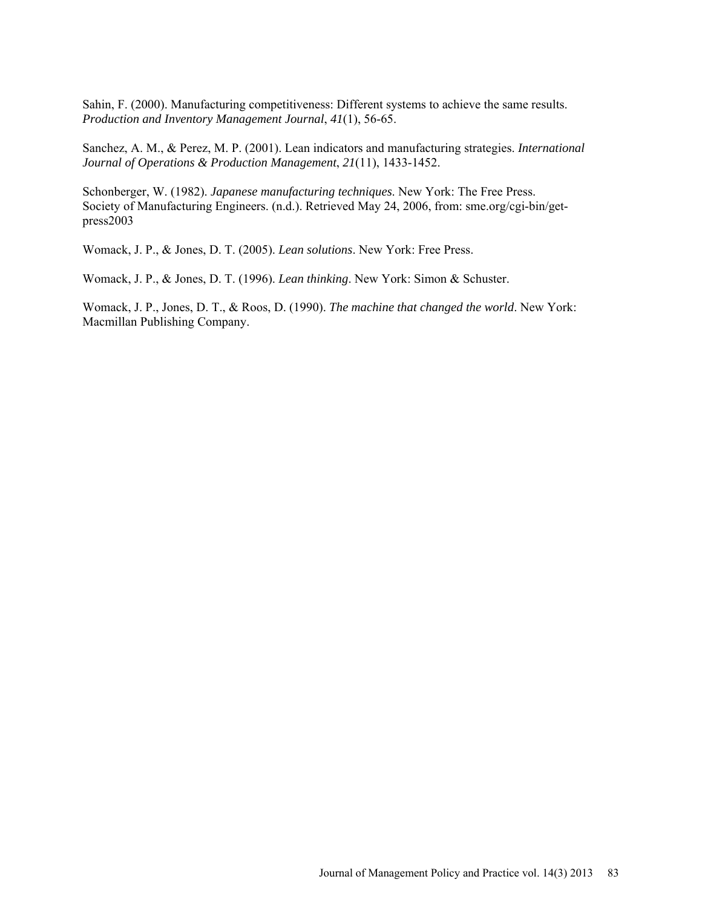Sahin, F. (2000). Manufacturing competitiveness: Different systems to achieve the same results. *Production and Inventory Management Journal*, *41*(1), 56-65.

Sanchez, A. M., & Perez, M. P. (2001). Lean indicators and manufacturing strategies. *International Journal of Operations & Production Management*, *21*(11), 1433-1452.

Schonberger, W. (1982). *Japanese manufacturing techniques*. New York: The Free Press.
Society of Manufacturing Engineers. (n.d.). Retrieved May 24, 2006, from: sme.org/cgi-bin/get-press2003

Womack, J. P., & Jones, D. T. (2005). *Lean solutions*. New York: Free Press.

Womack, J. P., & Jones, D. T. (1996). *Lean thinking*. New York: Simon & Schuster.

Womack, J. P., Jones, D. T., & Roos, D. (1990). *The machine that changed the world*. New York: Macmillan Publishing Company.